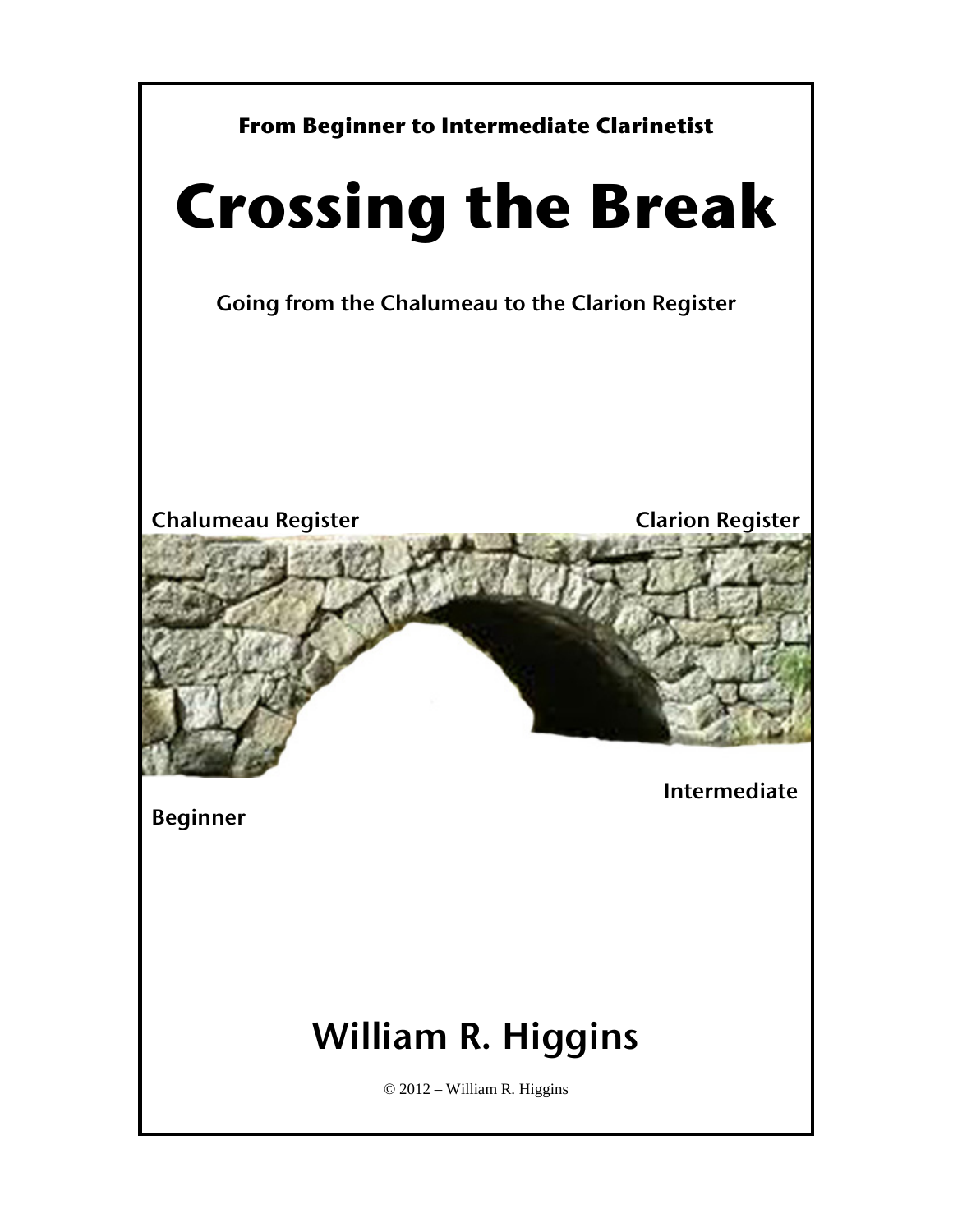**From Beginner to Intermediate Clarinetist**

# Crossing the Break

**Going from the Chalumeau to the Clarion Register**

**Chalumeau Register** **Clarion Register**

**Intermediate**

**Beginner**

## William R. Higgins

© 2012 – William R. Higgins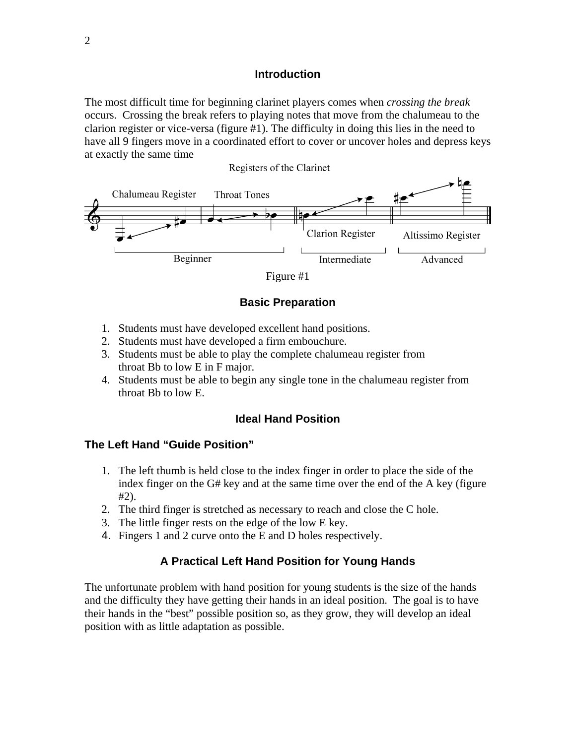## Introduction

The most difficult time for beginning clarinet players comes when *crossing the break* occurs. Crossing the break refers to playing notes that move from the chalumeau to the clarion register or vice-versa (figure #1). The difficulty in doing this lies in the need to have all 9 fingers move in a coordinated effort to cover or uncover holes and depress keys at exactly the same time

Registers of the Clarinet

Chalumeau Register — Throat Tones — Clarion Register — Altissimo Register

Beginner — Intermediate — Advanced

Figure #1

## Basic Preparation

1. Students must have developed excellent hand positions.
2. Students must have developed a firm embouchure.
3. Students must be able to play the complete chalumeau register from throat Bb to low E in F major.
4. Students must be able to begin any single tone in the chalumeau register from throat Bb to low E.

## Ideal Hand Position

### The Left Hand "Guide Position"

1. The left thumb is held close to the index finger in order to place the side of the index finger on the G# key and at the same time over the end of the A key (figure #2).
2. The third finger is stretched as necessary to reach and close the C hole.
3. The little finger rests on the edge of the low E key.
4. Fingers 1 and 2 curve onto the E and D holes respectively.

## A Practical Left Hand Position for Young Hands

The unfortunate problem with hand position for young students is the size of the hands and the difficulty they have getting their hands in an ideal position. The goal is to have their hands in the "best" possible position so, as they grow, they will develop an ideal position with as little adaptation as possible.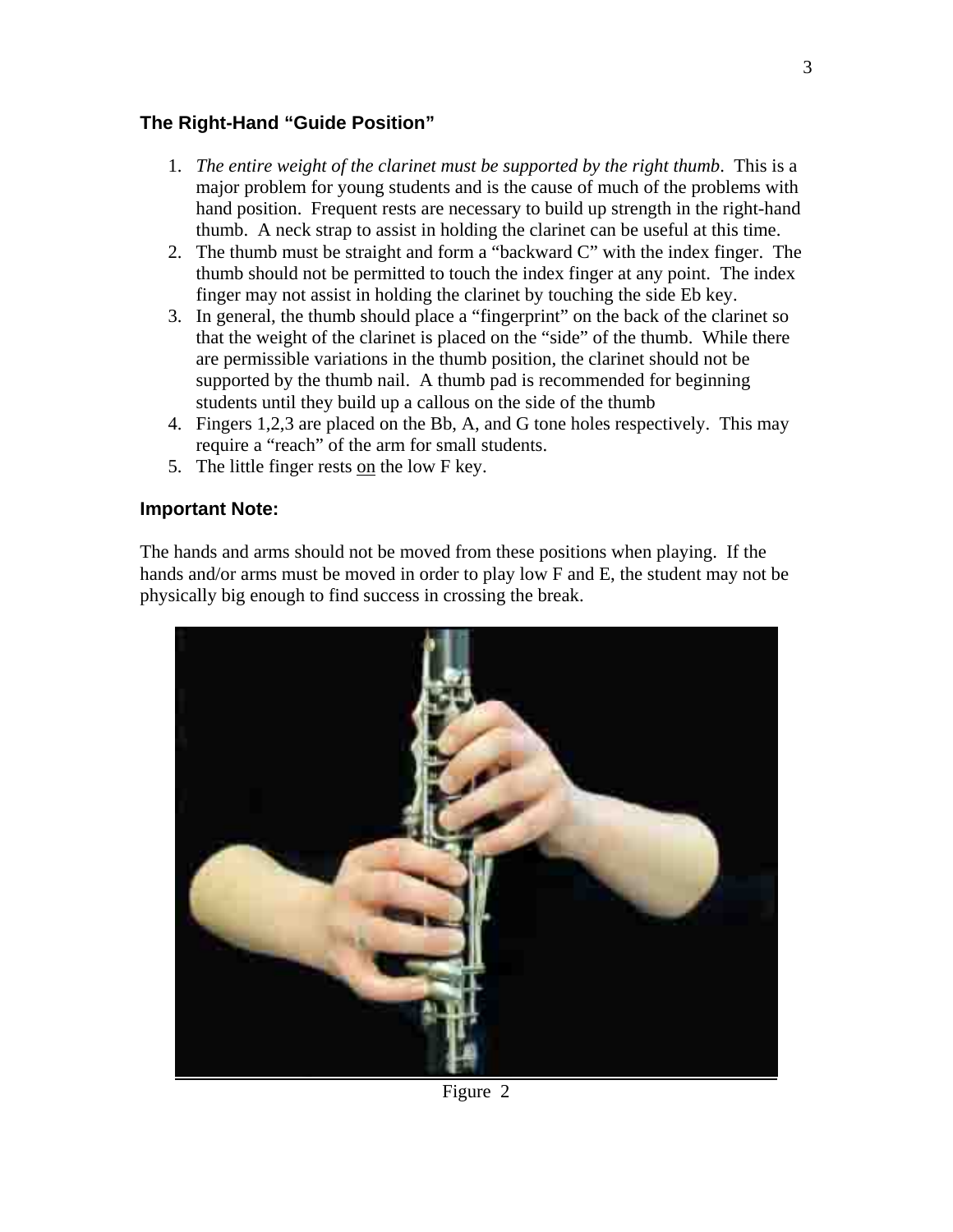### The Right-Hand "Guide Position"

1. *The entire weight of the clarinet must be supported by the right thumb*. This is a major problem for young students and is the cause of much of the problems with hand position. Frequent rests are necessary to build up strength in the right-hand thumb. A neck strap to assist in holding the clarinet can be useful at this time.
2. The thumb must be straight and form a "backward C" with the index finger. The thumb should not be permitted to touch the index finger at any point. The index finger may not assist in holding the clarinet by touching the side Eb key.
3. In general, the thumb should place a "fingerprint" on the back of the clarinet so that the weight of the clarinet is placed on the "side" of the thumb. While there are permissible variations in the thumb position, the clarinet should not be supported by the thumb nail. A thumb pad is recommended for beginning students until they build up a callous on the side of the thumb
4. Fingers 1,2,3 are placed on the Bb, A, and G tone holes respectively. This may require a "reach" of the arm for small students.
5. The little finger rests <u>on</u> the low F key.

### Important Note:

The hands and arms should not be moved from these positions when playing. If the hands and/or arms must be moved in order to play low F and E, the student may not be physically big enough to find success in crossing the break.

Figure 2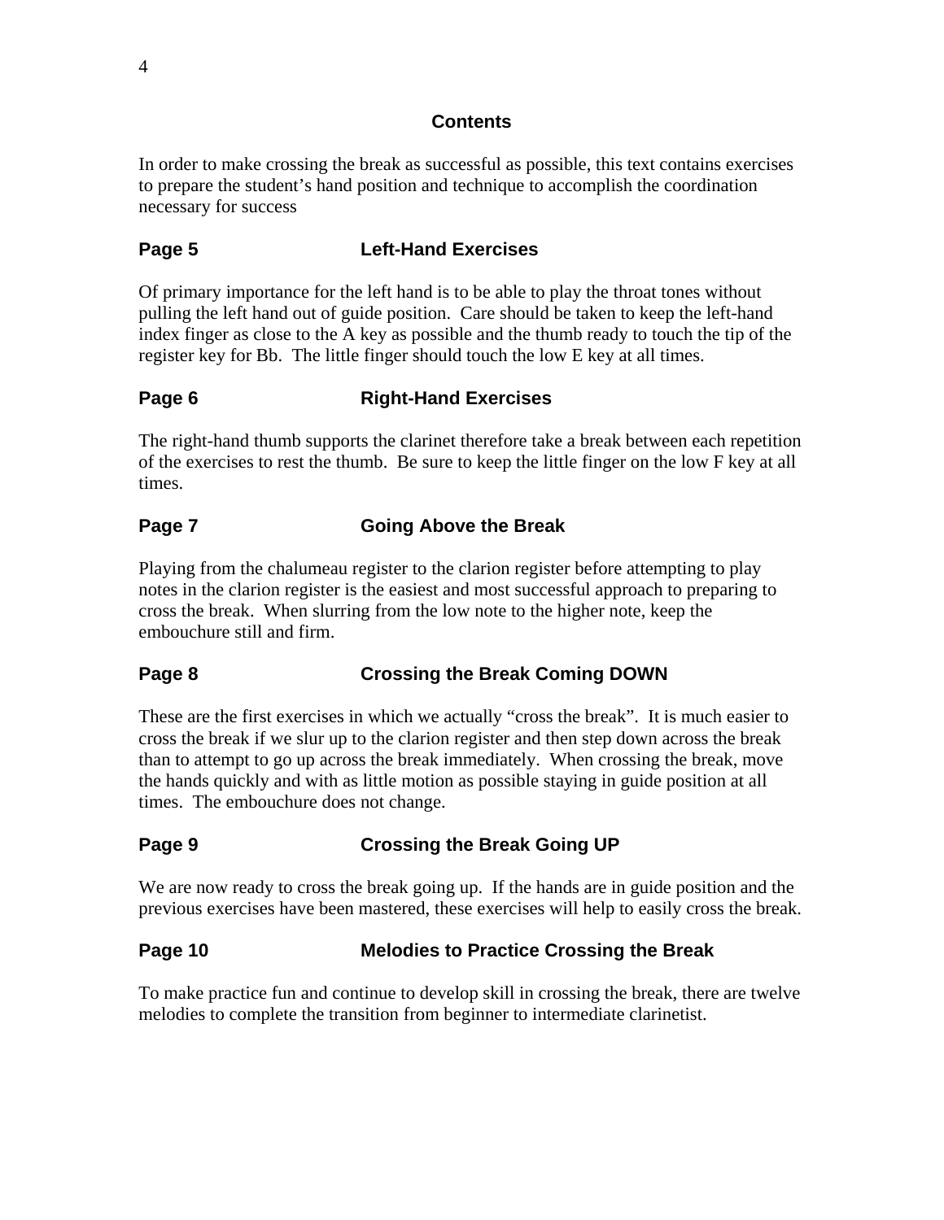## Contents

In order to make crossing the break as successful as possible, this text contains exercises to prepare the student's hand position and technique to accomplish the coordination necessary for success

### Page 5 Left-Hand Exercises

Of primary importance for the left hand is to be able to play the throat tones without pulling the left hand out of guide position. Care should be taken to keep the left-hand index finger as close to the A key as possible and the thumb ready to touch the tip of the register key for Bb. The little finger should touch the low E key at all times.

### Page 6 Right-Hand Exercises

The right-hand thumb supports the clarinet therefore take a break between each repetition of the exercises to rest the thumb. Be sure to keep the little finger on the low F key at all times.

### Page 7 Going Above the Break

Playing from the chalumeau register to the clarion register before attempting to play notes in the clarion register is the easiest and most successful approach to preparing to cross the break. When slurring from the low note to the higher note, keep the embouchure still and firm.

### Page 8 Crossing the Break Coming DOWN

These are the first exercises in which we actually "cross the break". It is much easier to cross the break if we slur up to the clarion register and then step down across the break than to attempt to go up across the break immediately. When crossing the break, move the hands quickly and with as little motion as possible staying in guide position at all times. The embouchure does not change.

### Page 9 Crossing the Break Going UP

We are now ready to cross the break going up. If the hands are in guide position and the previous exercises have been mastered, these exercises will help to easily cross the break.

### Page 10 Melodies to Practice Crossing the Break

To make practice fun and continue to develop skill in crossing the break, there are twelve melodies to complete the transition from beginner to intermediate clarinetist.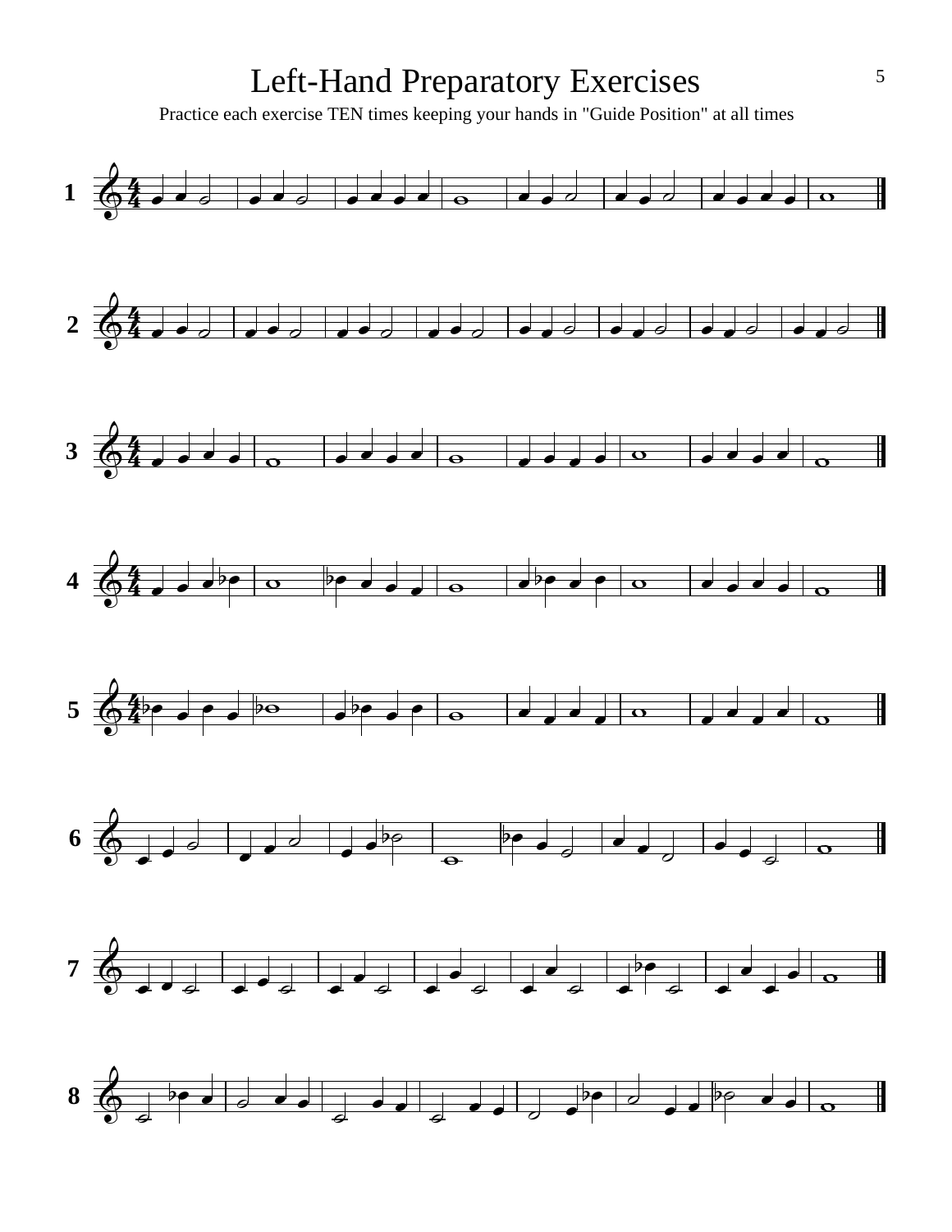# Left-Hand Preparatory Exercises

Practice each exercise TEN times keeping your hands in "Guide Position" at all times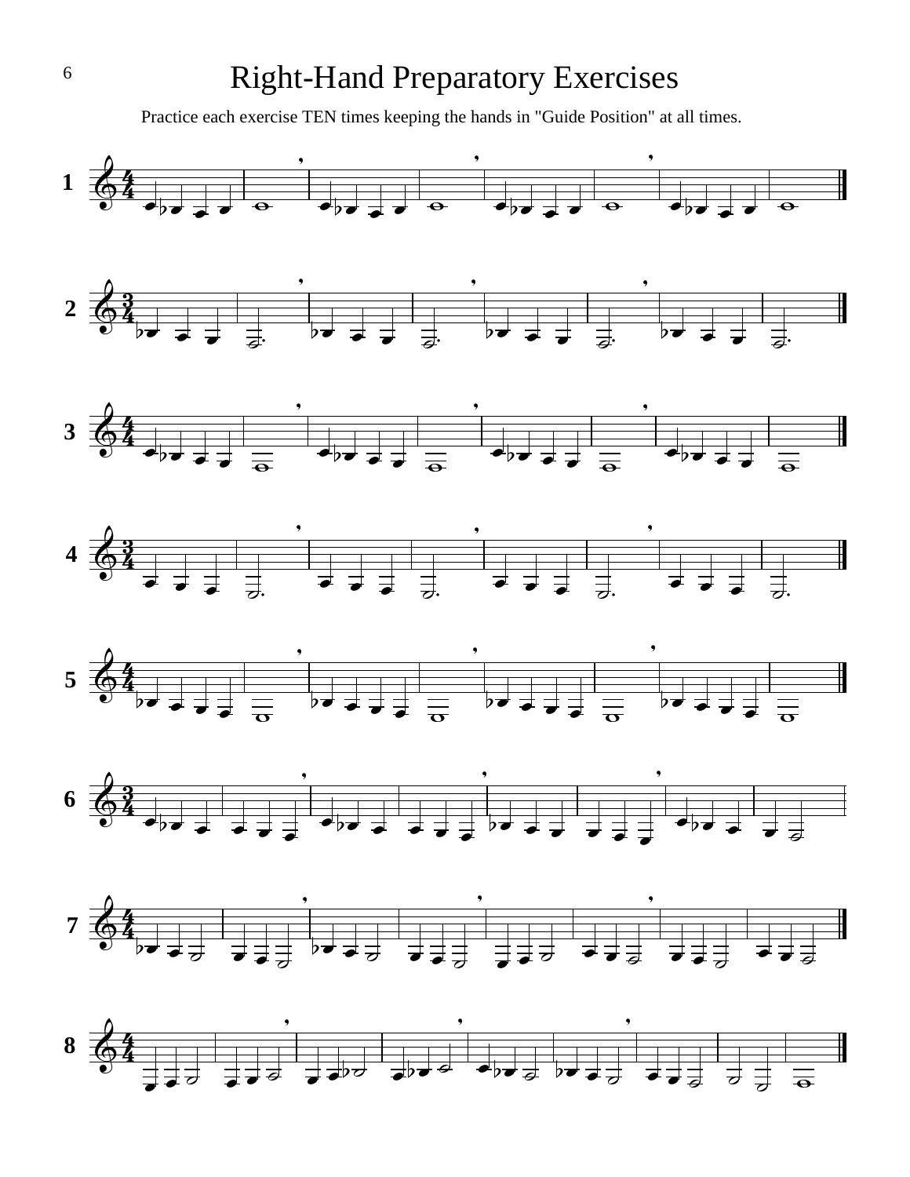# Right-Hand Preparatory Exercises

Practice each exercise TEN times keeping the hands in "Guide Position" at all times.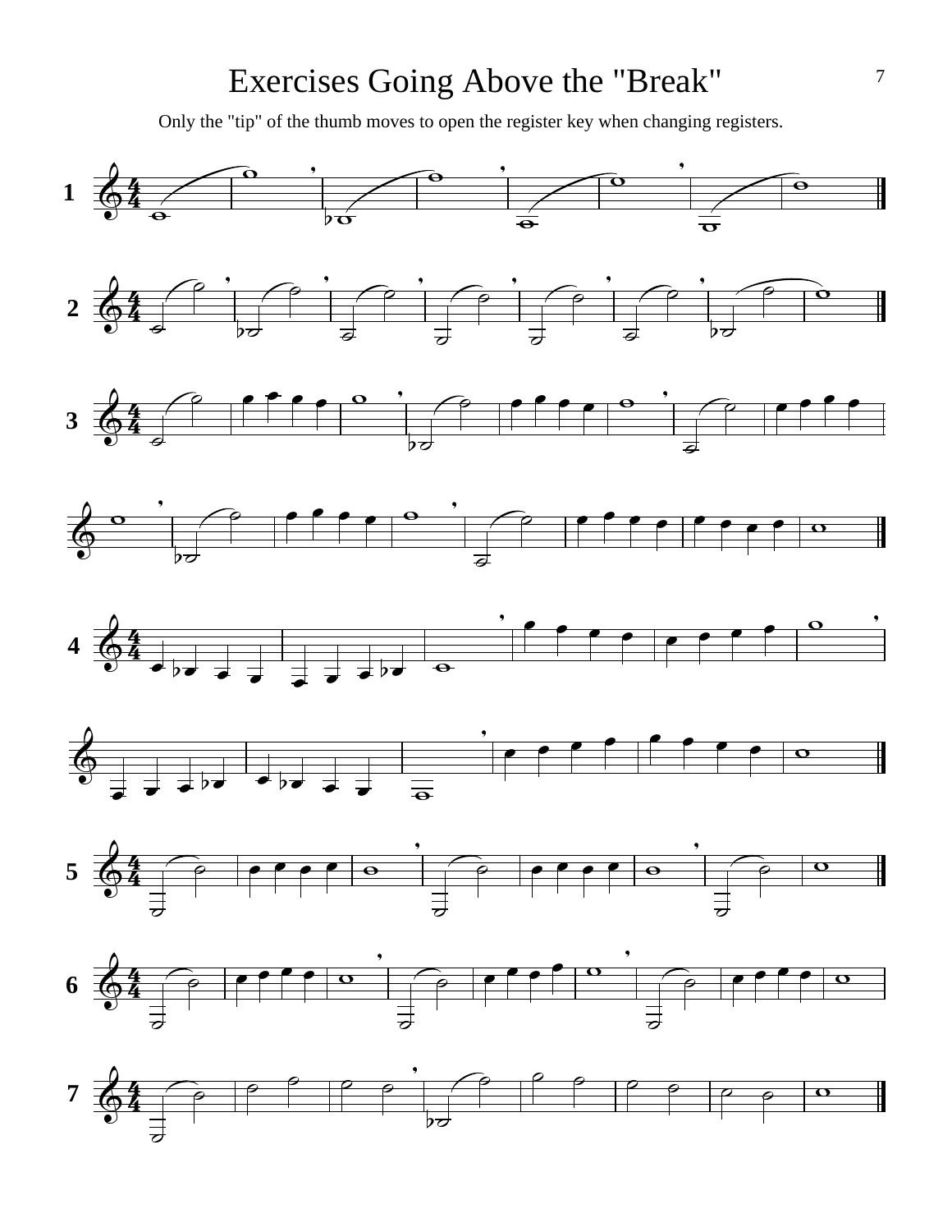# Exercises Going Above the "Break"

Only the "tip" of the thumb moves to open the register key when changing registers.

1

2

3

4

5

6

7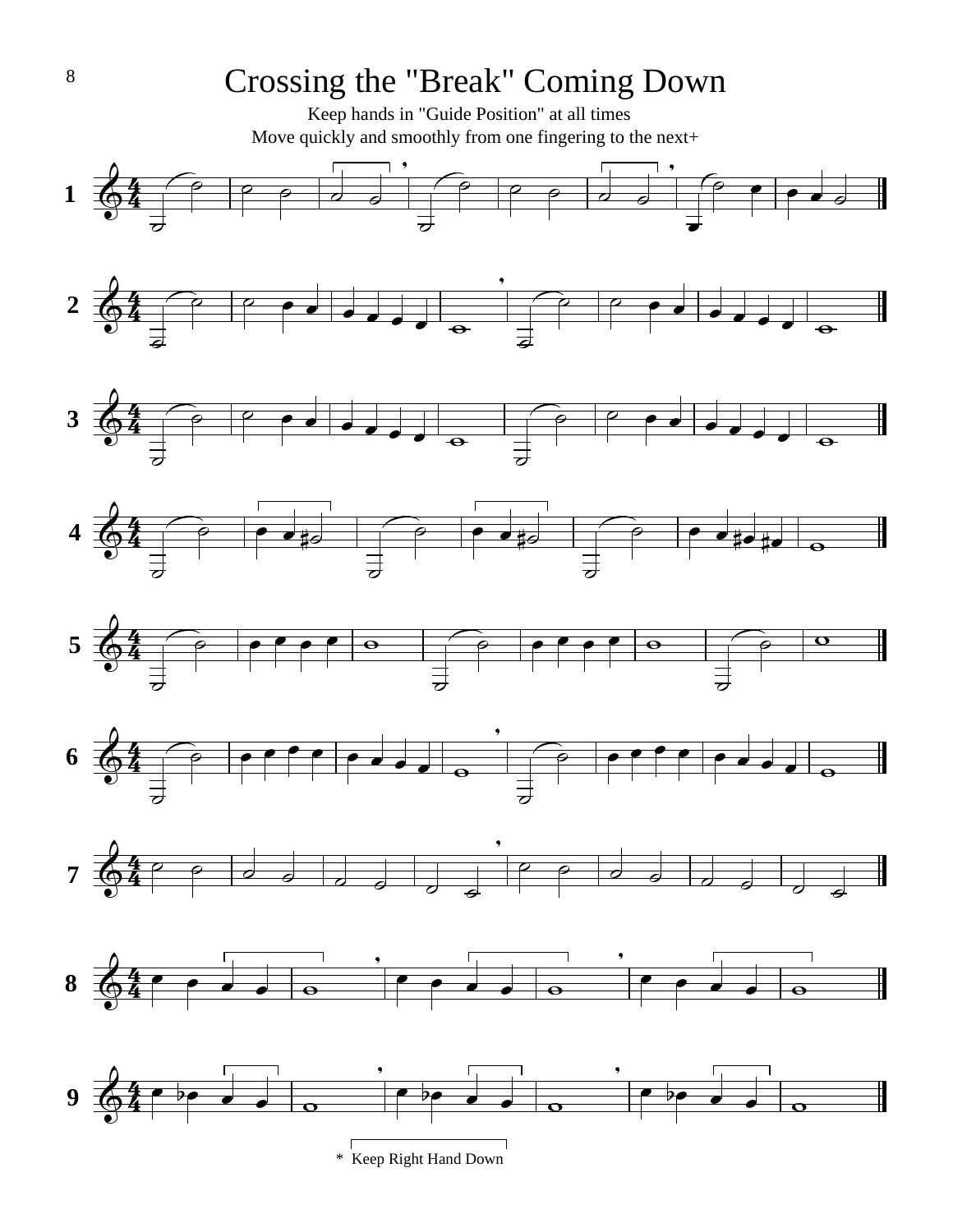# Crossing the "Break" Coming Down

Keep hands in "Guide Position" at all times

Move quickly and smoothly from one fingering to the next+

1

2

3

4

5

6

7

8

9

* Keep Right Hand Down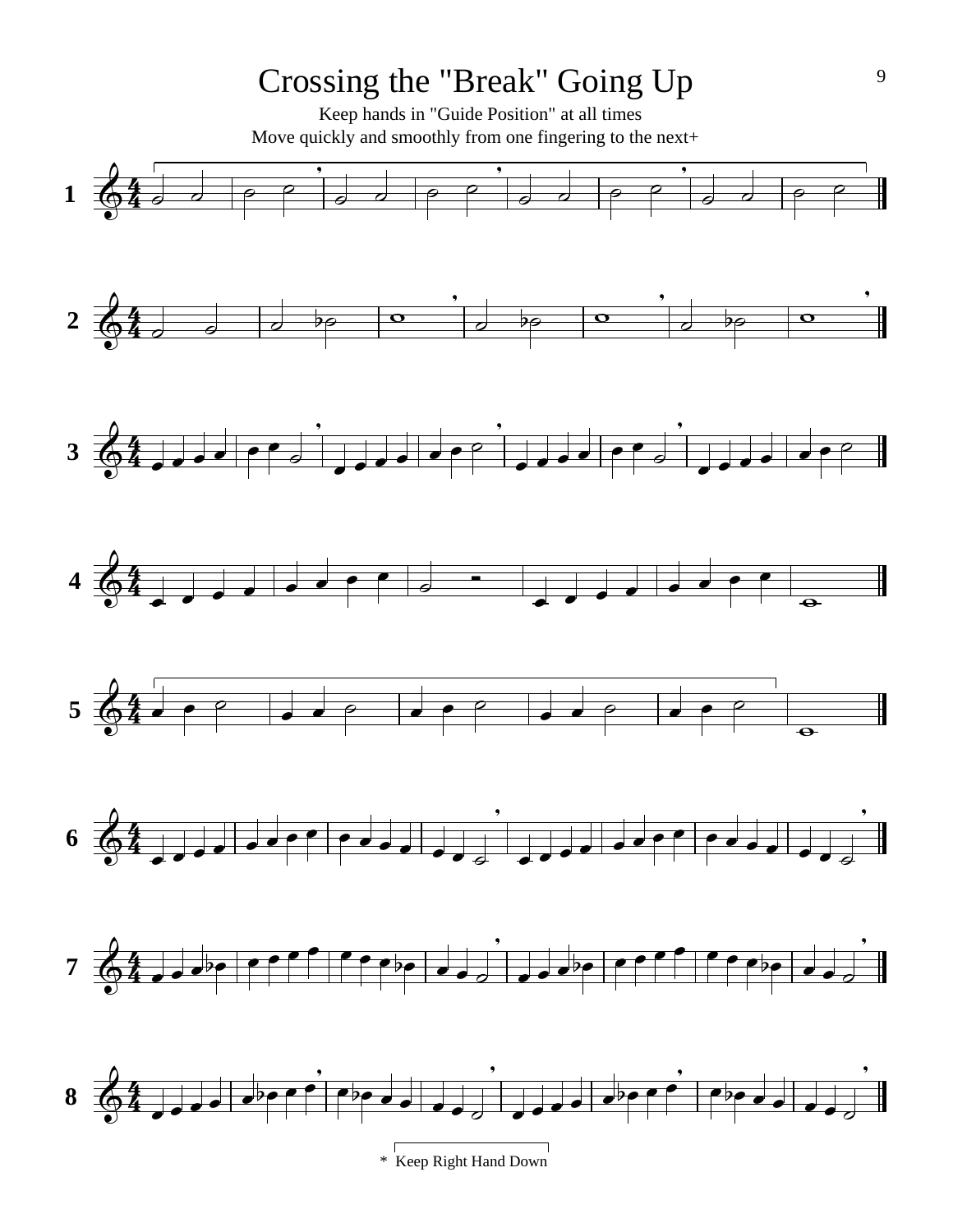# Crossing the "Break" Going Up

Keep hands in "Guide Position" at all times

Move quickly and smoothly from one fingering to the next+

1

2

3

4

5

6

7

8

* Keep Right Hand Down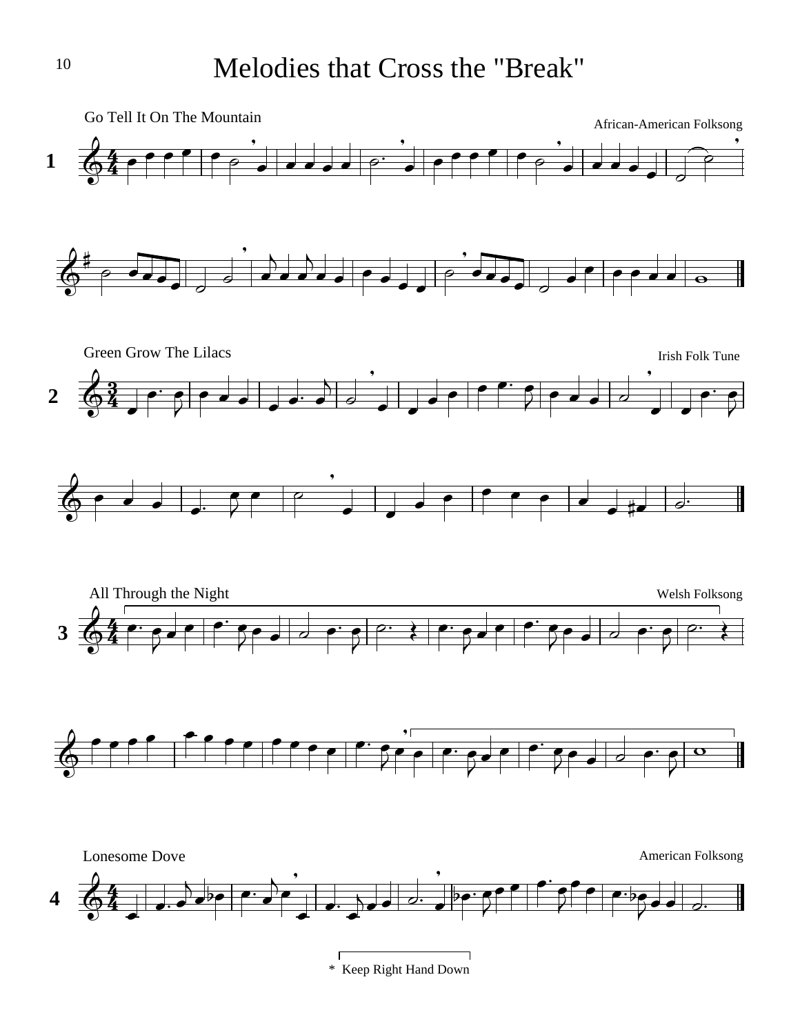# Melodies that Cross the "Break"

**1** Go Tell It On The Mountain

African-American Folksong

**2** Green Grow The Lilacs

Irish Folk Tune

**3** All Through the Night

Welsh Folksong

**4** Lonesome Dove

American Folksong

* Keep Right Hand Down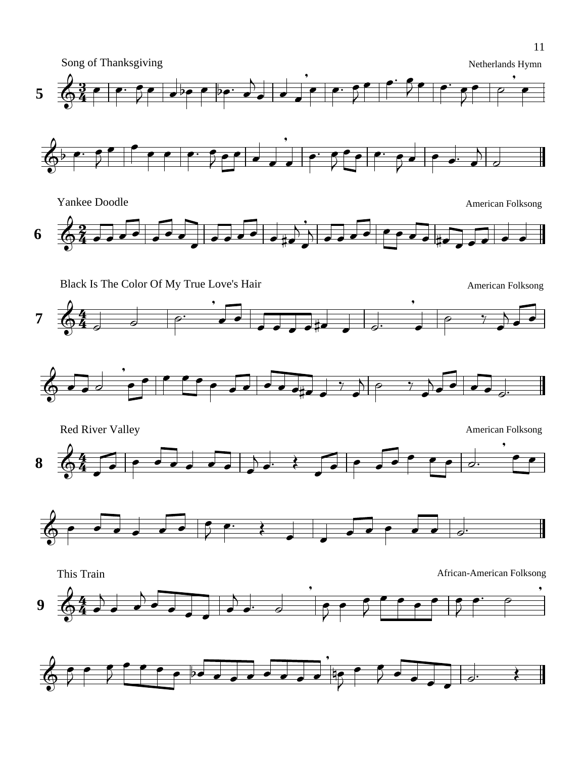## Song of Thanksgiving

Netherlands Hymn

**5**

## Yankee Doodle

American Folksong

**6**

## Black Is The Color Of My True Love's Hair

American Folksong

**7**

## Red River Valley

American Folksong

**8**

## This Train

African-American Folksong

**9**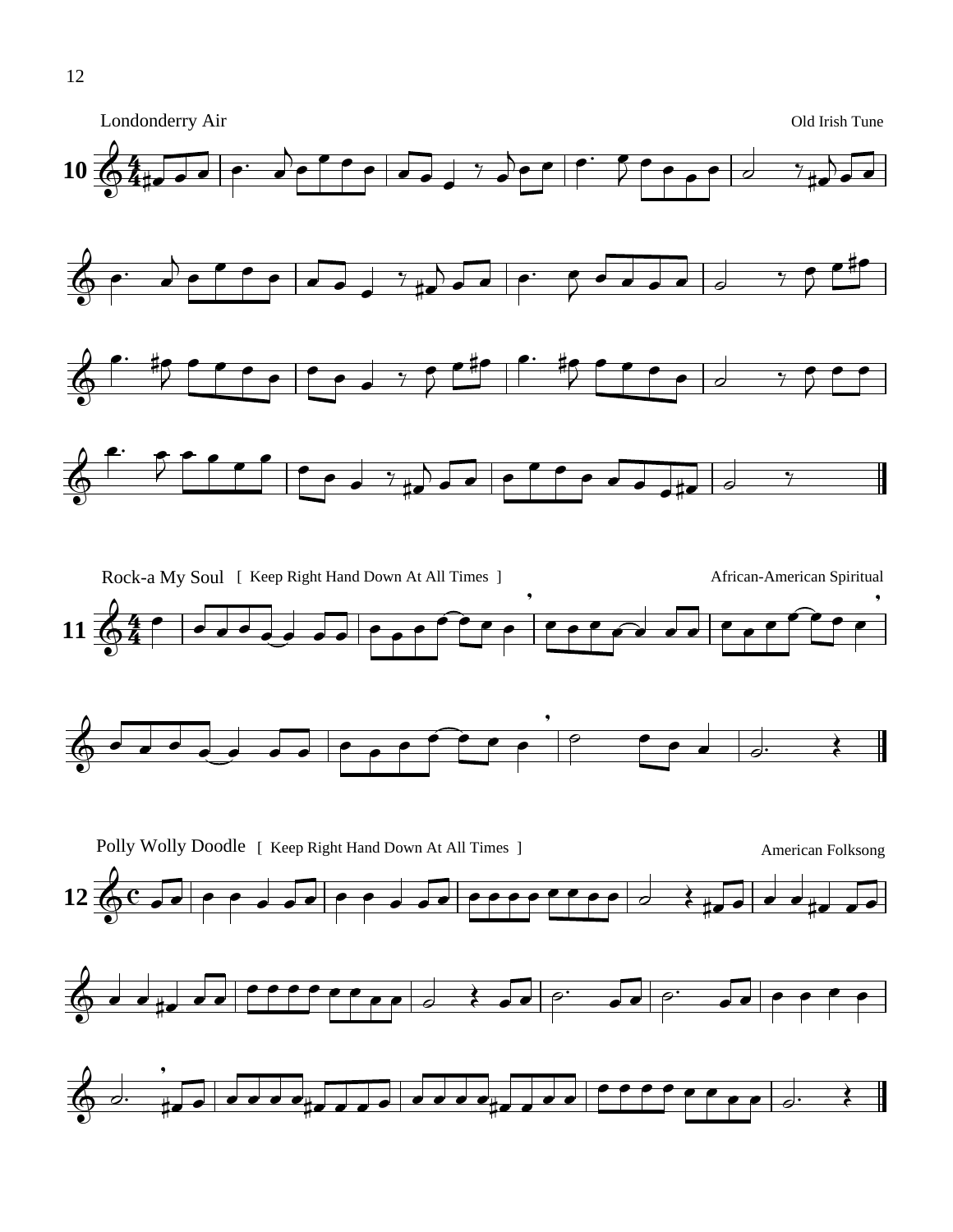## Londonderry Air

Old Irish Tune

10

## Rock-a My Soul

[ Keep Right Hand Down At All Times ]

African-American Spiritual

11

## Polly Wolly Doodle

[ Keep Right Hand Down At All Times ]

American Folksong

12